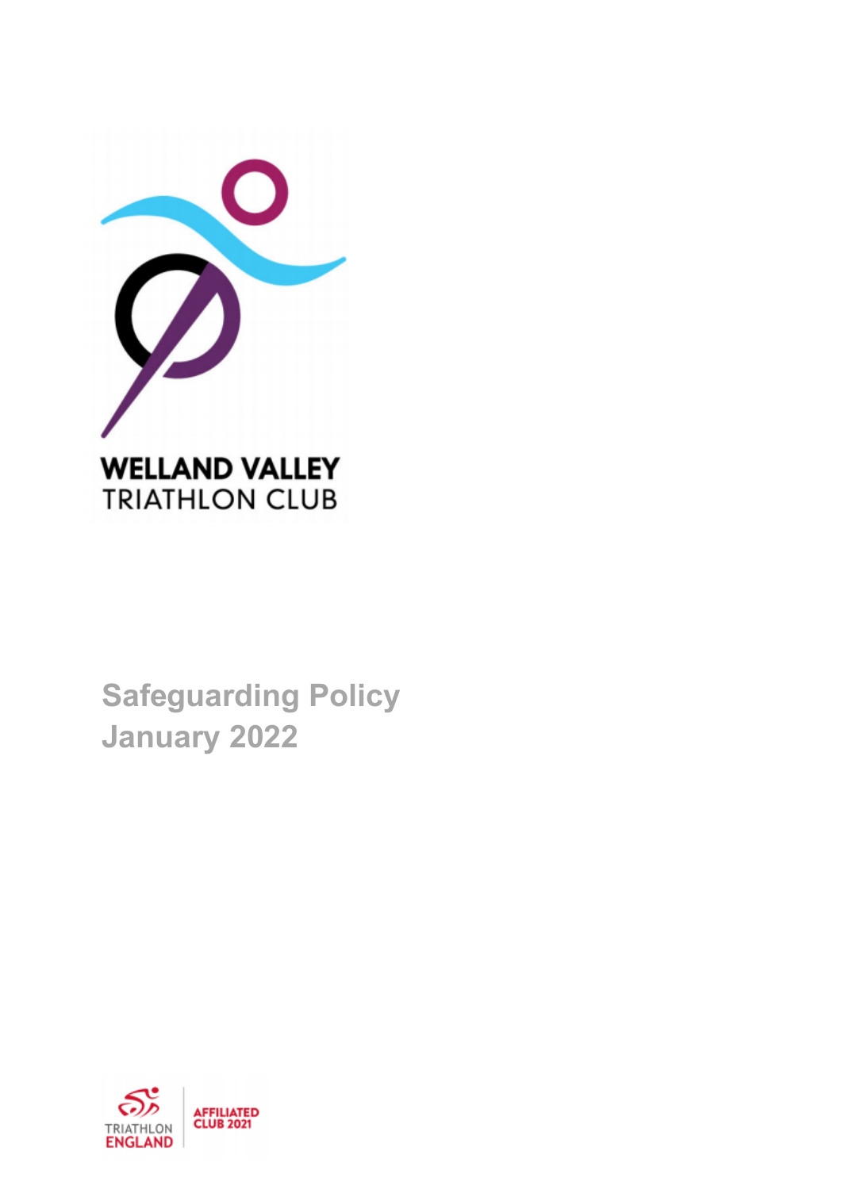WELLAND VALLEY
TRIATHLON CLUB

# Safeguarding Policy
# January 2022

TRIATHLON ENGLAND | AFFILIATED CLUB 2021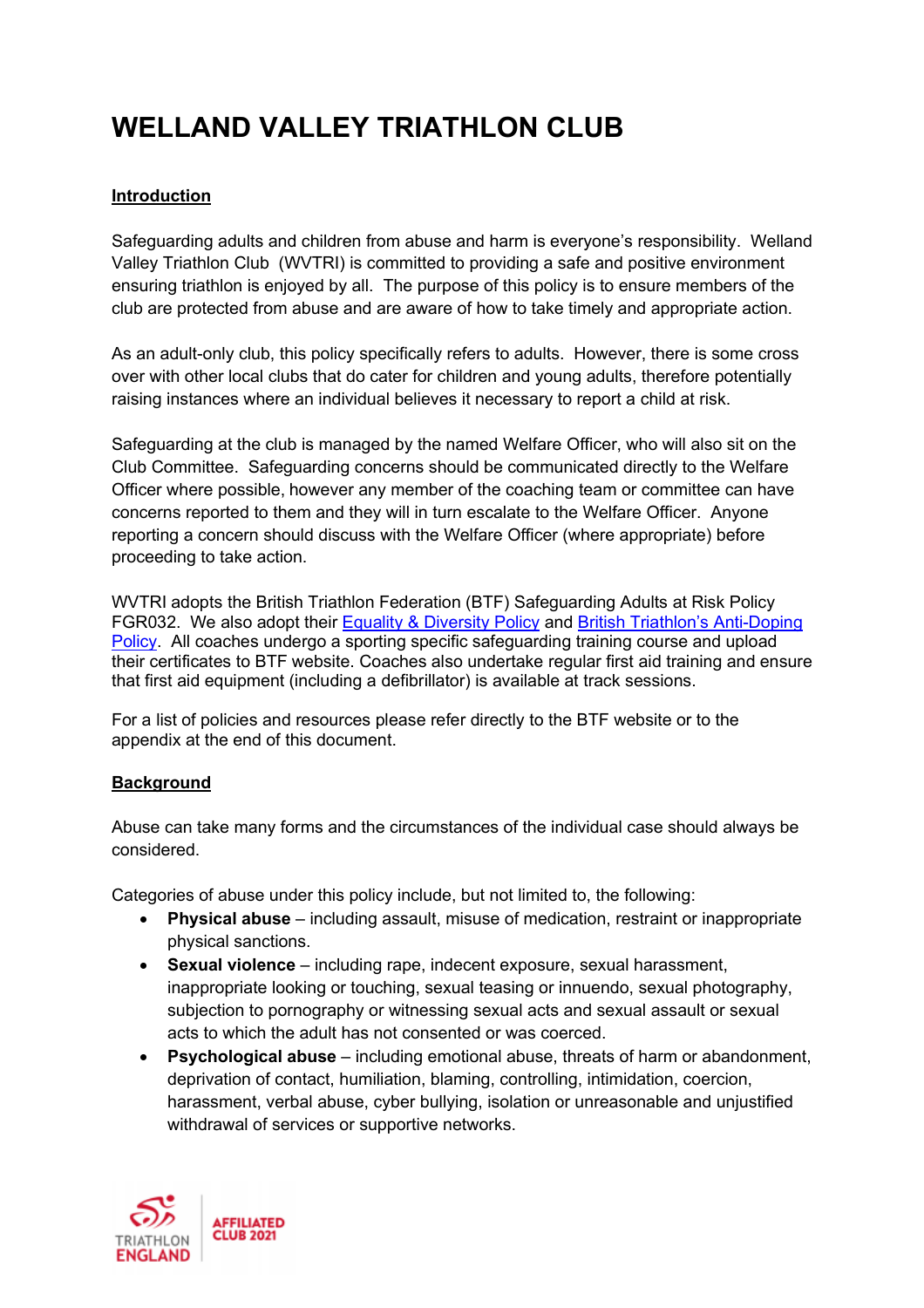# WELLAND VALLEY TRIATHLON CLUB

**Introduction**

Safeguarding adults and children from abuse and harm is everyone's responsibility. Welland Valley Triathlon Club (WVTRI) is committed to providing a safe and positive environment ensuring triathlon is enjoyed by all. The purpose of this policy is to ensure members of the club are protected from abuse and are aware of how to take timely and appropriate action.

As an adult-only club, this policy specifically refers to adults. However, there is some cross over with other local clubs that do cater for children and young adults, therefore potentially raising instances where an individual believes it necessary to report a child at risk.

Safeguarding at the club is managed by the named Welfare Officer, who will also sit on the Club Committee. Safeguarding concerns should be communicated directly to the Welfare Officer where possible, however any member of the coaching team or committee can have concerns reported to them and they will in turn escalate to the Welfare Officer. Anyone reporting a concern should discuss with the Welfare Officer (where appropriate) before proceeding to take action.

WVTRI adopts the British Triathlon Federation (BTF) Safeguarding Adults at Risk Policy FGR032. We also adopt their Equality & Diversity Policy and British Triathlon's Anti-Doping Policy. All coaches undergo a sporting specific safeguarding training course and upload their certificates to BTF website. Coaches also undertake regular first aid training and ensure that first aid equipment (including a defibrillator) is available at track sessions.

For a list of policies and resources please refer directly to the BTF website or to the appendix at the end of this document.

**Background**

Abuse can take many forms and the circumstances of the individual case should always be considered.

Categories of abuse under this policy include, but not limited to, the following:

- **Physical abuse** – including assault, misuse of medication, restraint or inappropriate physical sanctions.
- **Sexual violence** – including rape, indecent exposure, sexual harassment, inappropriate looking or touching, sexual teasing or innuendo, sexual photography, subjection to pornography or witnessing sexual acts and sexual assault or sexual acts to which the adult has not consented or was coerced.
- **Psychological abuse** – including emotional abuse, threats of harm or abandonment, deprivation of contact, humiliation, blaming, controlling, intimidation, coercion, harassment, verbal abuse, cyber bullying, isolation or unreasonable and unjustified withdrawal of services or supportive networks.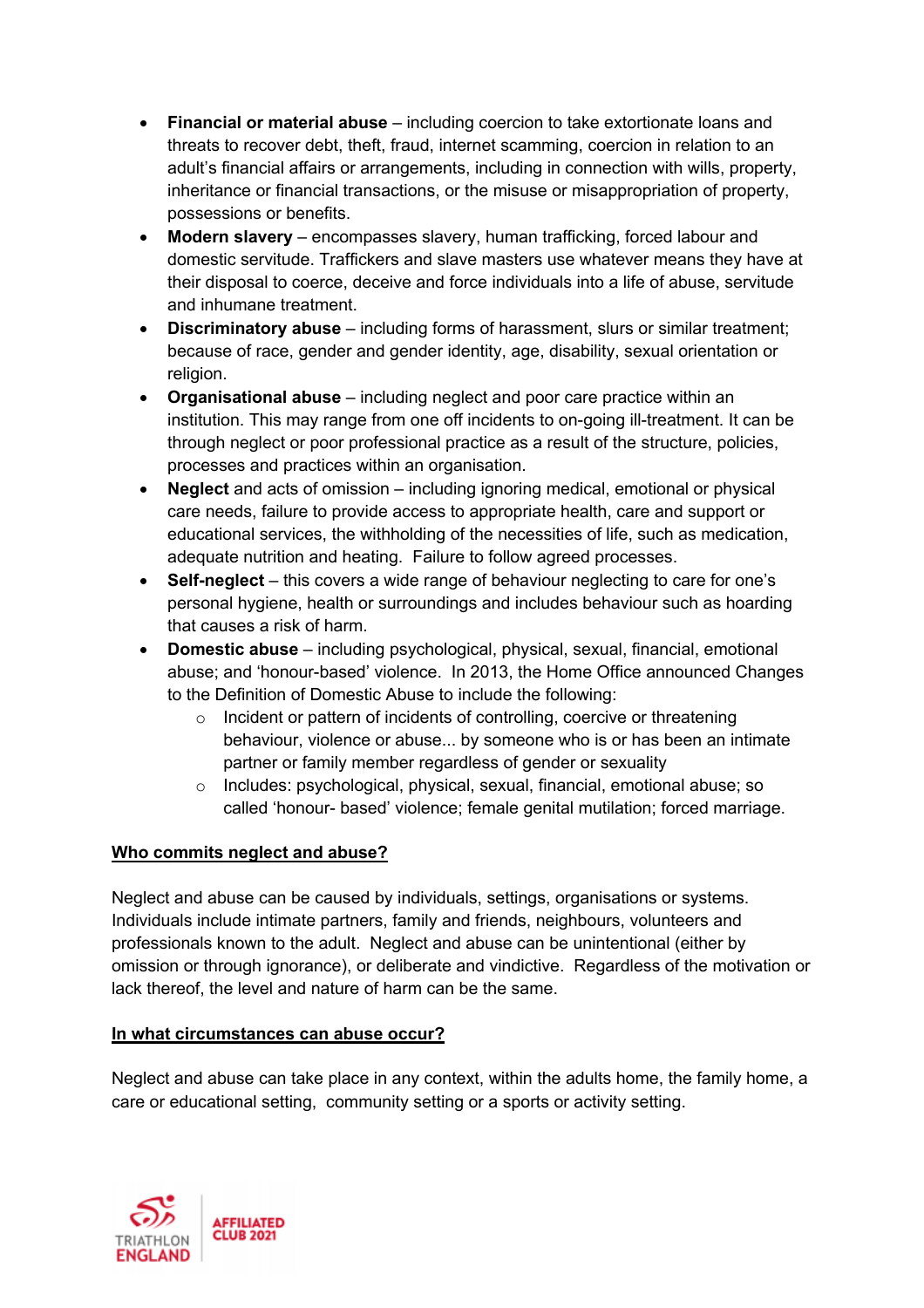- **Financial or material abuse** – including coercion to take extortionate loans and threats to recover debt, theft, fraud, internet scamming, coercion in relation to an adult's financial affairs or arrangements, including in connection with wills, property, inheritance or financial transactions, or the misuse or misappropriation of property, possessions or benefits.
- **Modern slavery** – encompasses slavery, human trafficking, forced labour and domestic servitude. Traffickers and slave masters use whatever means they have at their disposal to coerce, deceive and force individuals into a life of abuse, servitude and inhumane treatment.
- **Discriminatory abuse** – including forms of harassment, slurs or similar treatment; because of race, gender and gender identity, age, disability, sexual orientation or religion.
- **Organisational abuse** – including neglect and poor care practice within an institution. This may range from one off incidents to on-going ill-treatment. It can be through neglect or poor professional practice as a result of the structure, policies, processes and practices within an organisation.
- **Neglect** and acts of omission – including ignoring medical, emotional or physical care needs, failure to provide access to appropriate health, care and support or educational services, the withholding of the necessities of life, such as medication, adequate nutrition and heating. Failure to follow agreed processes.
- **Self-neglect** – this covers a wide range of behaviour neglecting to care for one's personal hygiene, health or surroundings and includes behaviour such as hoarding that causes a risk of harm.
- **Domestic abuse** – including psychological, physical, sexual, financial, emotional abuse; and 'honour-based' violence. In 2013, the Home Office announced Changes to the Definition of Domestic Abuse to include the following:
    - Incident or pattern of incidents of controlling, coercive or threatening behaviour, violence or abuse... by someone who is or has been an intimate partner or family member regardless of gender or sexuality
    - Includes: psychological, physical, sexual, financial, emotional abuse; so called 'honour- based' violence; female genital mutilation; forced marriage.

## Who commits neglect and abuse?

Neglect and abuse can be caused by individuals, settings, organisations or systems. Individuals include intimate partners, family and friends, neighbours, volunteers and professionals known to the adult. Neglect and abuse can be unintentional (either by omission or through ignorance), or deliberate and vindictive. Regardless of the motivation or lack thereof, the level and nature of harm can be the same.

## In what circumstances can abuse occur?

Neglect and abuse can take place in any context, within the adults home, the family home, a care or educational setting, community setting or a sports or activity setting.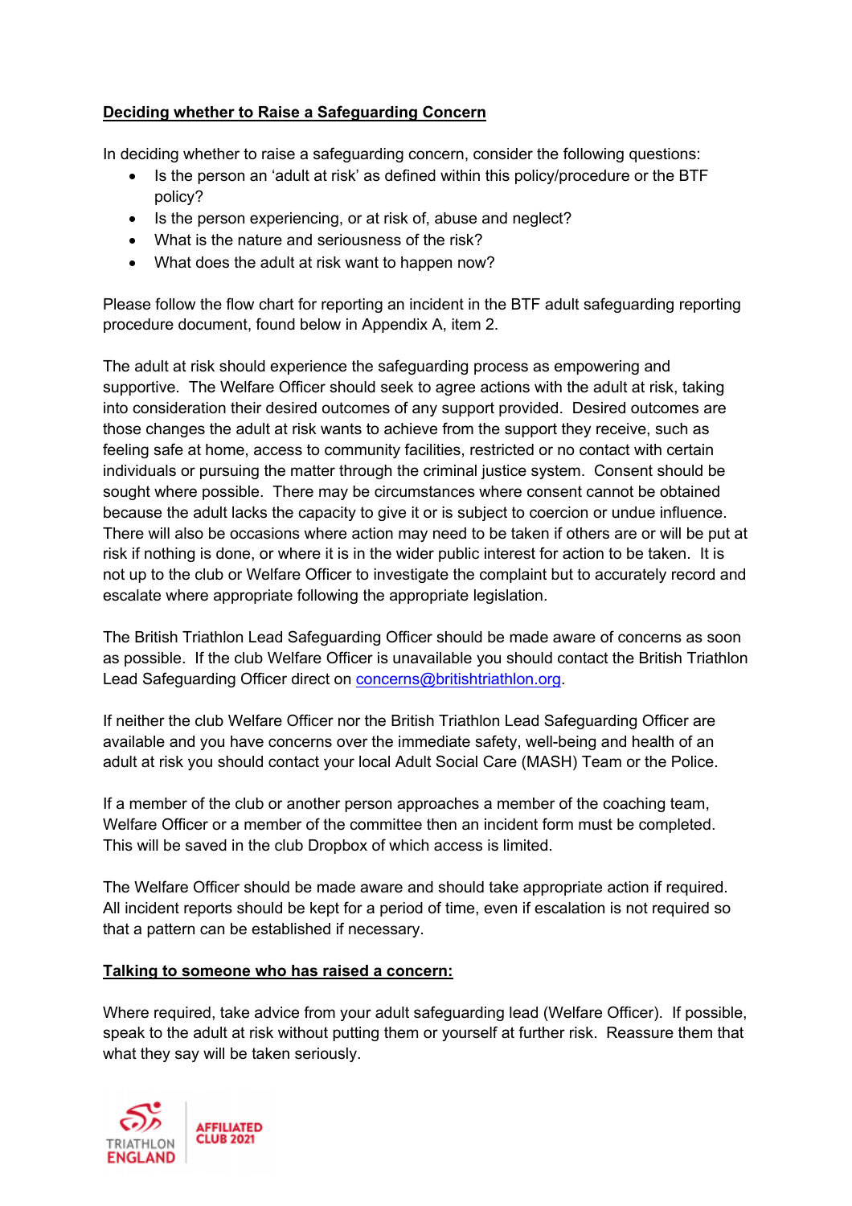**Deciding whether to Raise a Safeguarding Concern**

In deciding whether to raise a safeguarding concern, consider the following questions:

- Is the person an 'adult at risk' as defined within this policy/procedure or the BTF policy?
- Is the person experiencing, or at risk of, abuse and neglect?
- What is the nature and seriousness of the risk?
- What does the adult at risk want to happen now?

Please follow the flow chart for reporting an incident in the BTF adult safeguarding reporting procedure document, found below in Appendix A, item 2.

The adult at risk should experience the safeguarding process as empowering and supportive. The Welfare Officer should seek to agree actions with the adult at risk, taking into consideration their desired outcomes of any support provided. Desired outcomes are those changes the adult at risk wants to achieve from the support they receive, such as feeling safe at home, access to community facilities, restricted or no contact with certain individuals or pursuing the matter through the criminal justice system. Consent should be sought where possible. There may be circumstances where consent cannot be obtained because the adult lacks the capacity to give it or is subject to coercion or undue influence. There will also be occasions where action may need to be taken if others are or will be put at risk if nothing is done, or where it is in the wider public interest for action to be taken. It is not up to the club or Welfare Officer to investigate the complaint but to accurately record and escalate where appropriate following the appropriate legislation.

The British Triathlon Lead Safeguarding Officer should be made aware of concerns as soon as possible. If the club Welfare Officer is unavailable you should contact the British Triathlon Lead Safeguarding Officer direct on concerns@britishtriathlon.org.

If neither the club Welfare Officer nor the British Triathlon Lead Safeguarding Officer are available and you have concerns over the immediate safety, well-being and health of an adult at risk you should contact your local Adult Social Care (MASH) Team or the Police.

If a member of the club or another person approaches a member of the coaching team, Welfare Officer or a member of the committee then an incident form must be completed. This will be saved in the club Dropbox of which access is limited.

The Welfare Officer should be made aware and should take appropriate action if required. All incident reports should be kept for a period of time, even if escalation is not required so that a pattern can be established if necessary.

**Talking to someone who has raised a concern:**

Where required, take advice from your adult safeguarding lead (Welfare Officer). If possible, speak to the adult at risk without putting them or yourself at further risk. Reassure them that what they say will be taken seriously.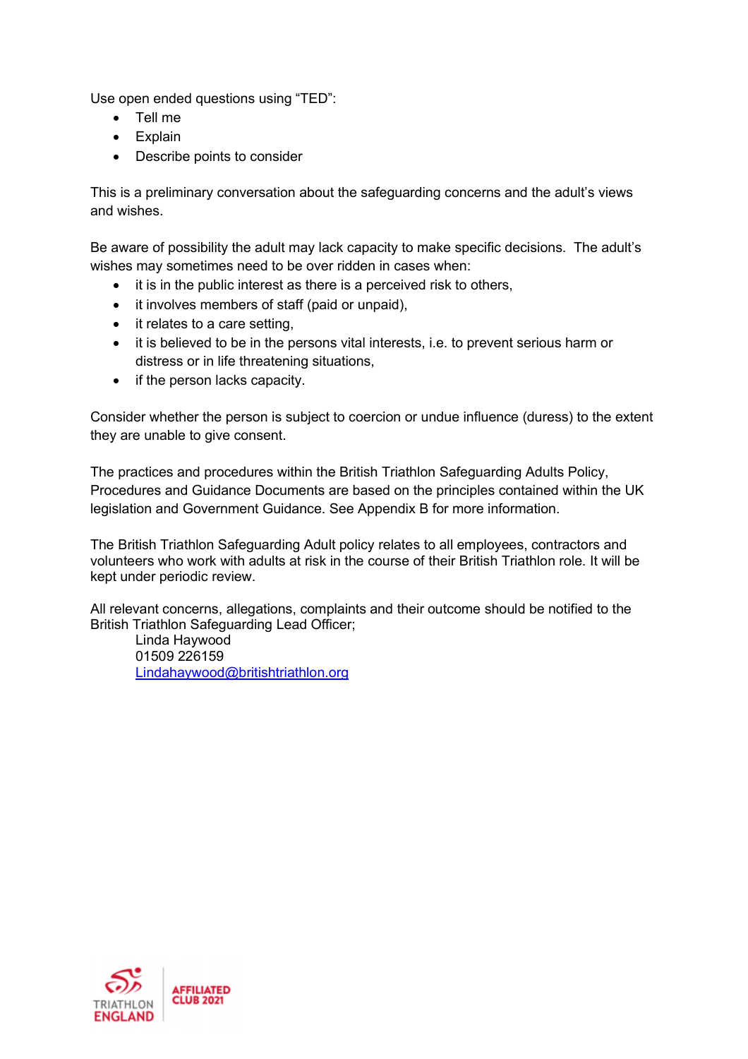Use open ended questions using “TED”:

- Tell me
- Explain
- Describe points to consider

This is a preliminary conversation about the safeguarding concerns and the adult’s views and wishes.

Be aware of possibility the adult may lack capacity to make specific decisions. The adult’s wishes may sometimes need to be over ridden in cases when:

- it is in the public interest as there is a perceived risk to others,
- it involves members of staff (paid or unpaid),
- it relates to a care setting,
- it is believed to be in the persons vital interests, i.e. to prevent serious harm or distress or in life threatening situations,
- if the person lacks capacity.

Consider whether the person is subject to coercion or undue influence (duress) to the extent they are unable to give consent.

The practices and procedures within the British Triathlon Safeguarding Adults Policy, Procedures and Guidance Documents are based on the principles contained within the UK legislation and Government Guidance. See Appendix B for more information.

The British Triathlon Safeguarding Adult policy relates to all employees, contractors and volunteers who work with adults at risk in the course of their British Triathlon role. It will be kept under periodic review.

All relevant concerns, allegations, complaints and their outcome should be notified to the British Triathlon Safeguarding Lead Officer;

Linda Haywood  
01509 226159  
Lindahaywood@britishtriathlon.org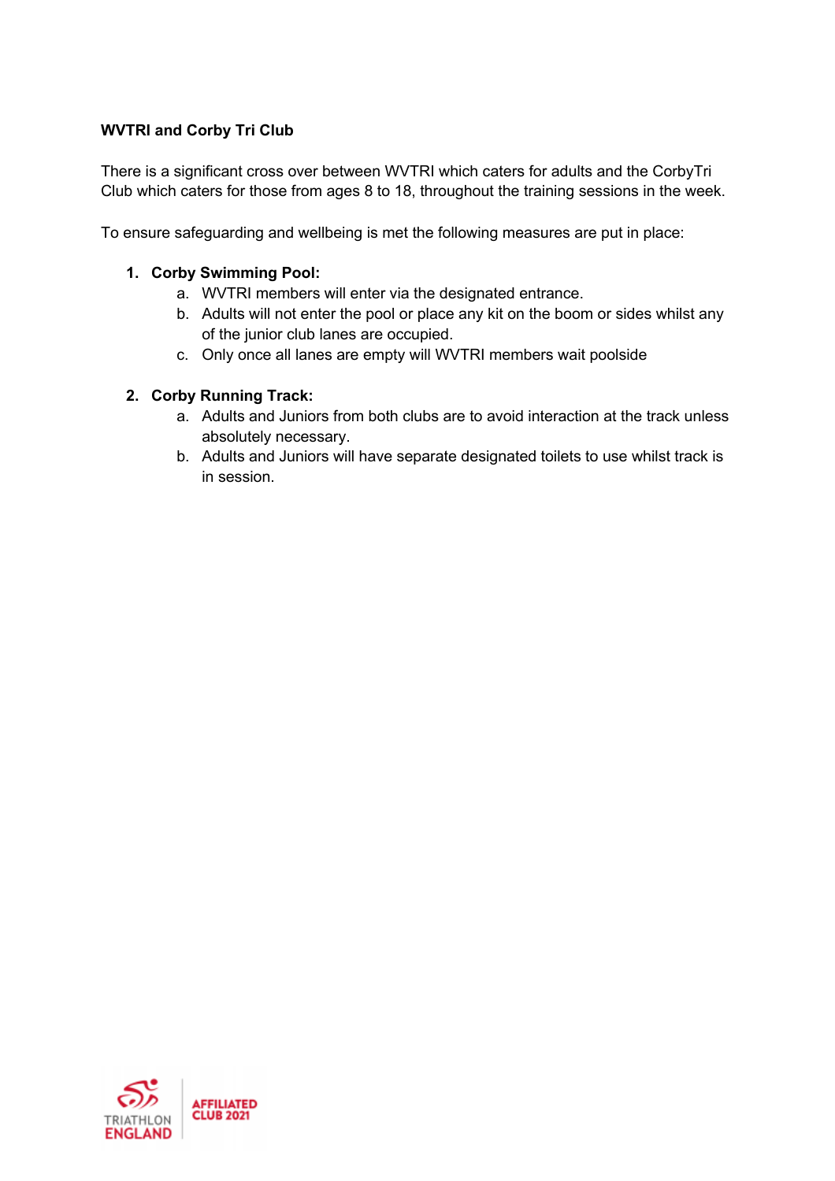**WVTRI and Corby Tri Club**

There is a significant cross over between WVTRI which caters for adults and the CorbyTri Club which caters for those from ages 8 to 18, throughout the training sessions in the week.

To ensure safeguarding and wellbeing is met the following measures are put in place:

1. **Corby Swimming Pool:**
    a. WVTRI members will enter via the designated entrance.
    b. Adults will not enter the pool or place any kit on the boom or sides whilst any of the junior club lanes are occupied.
    c. Only once all lanes are empty will WVTRI members wait poolside

2. **Corby Running Track:**
    a. Adults and Juniors from both clubs are to avoid interaction at the track unless absolutely necessary.
    b. Adults and Juniors will have separate designated toilets to use whilst track is in session.

TRIATHLON ENGLAND AFFILIATED CLUB 2021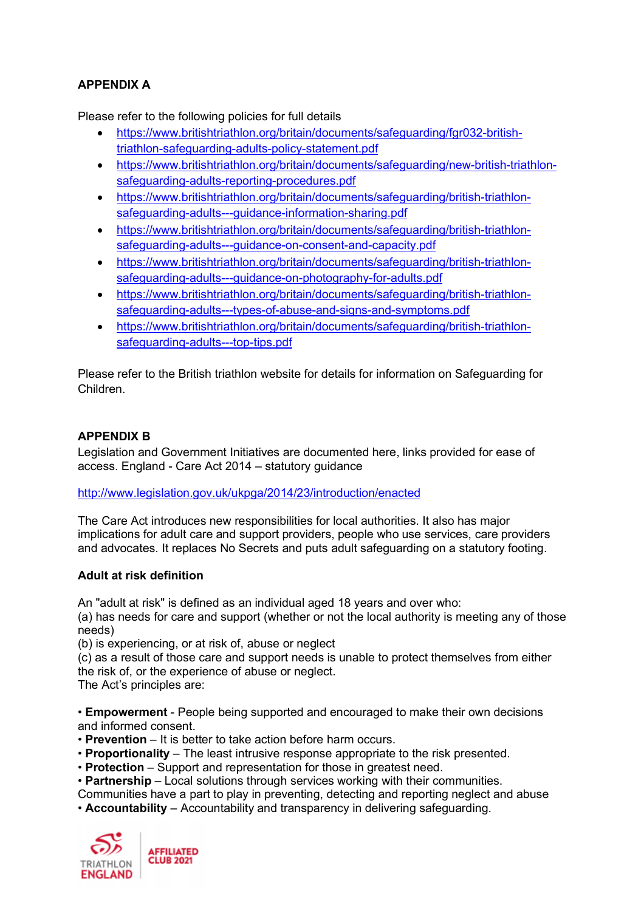**APPENDIX A**

Please refer to the following policies for full details

- https://www.britishtriathlon.org/britain/documents/safeguarding/fgr032-british-triathlon-safeguarding-adults-policy-statement.pdf
- https://www.britishtriathlon.org/britain/documents/safeguarding/new-british-triathlon-safeguarding-adults-reporting-procedures.pdf
- https://www.britishtriathlon.org/britain/documents/safeguarding/british-triathlon-safeguarding-adults---guidance-information-sharing.pdf
- https://www.britishtriathlon.org/britain/documents/safeguarding/british-triathlon-safeguarding-adults---guidance-on-consent-and-capacity.pdf
- https://www.britishtriathlon.org/britain/documents/safeguarding/british-triathlon-safeguarding-adults---guidance-on-photography-for-adults.pdf
- https://www.britishtriathlon.org/britain/documents/safeguarding/british-triathlon-safeguarding-adults---types-of-abuse-and-signs-and-symptoms.pdf
- https://www.britishtriathlon.org/britain/documents/safeguarding/british-triathlon-safeguarding-adults---top-tips.pdf

Please refer to the British triathlon website for details for information on Safeguarding for Children.

**APPENDIX B**

Legislation and Government Initiatives are documented here, links provided for ease of access. England - Care Act 2014 – statutory guidance

http://www.legislation.gov.uk/ukpga/2014/23/introduction/enacted

The Care Act introduces new responsibilities for local authorities. It also has major implications for adult care and support providers, people who use services, care providers and advocates. It replaces No Secrets and puts adult safeguarding on a statutory footing.

**Adult at risk definition**

An "adult at risk" is defined as an individual aged 18 years and over who:
(a) has needs for care and support (whether or not the local authority is meeting any of those needs)
(b) is experiencing, or at risk of, abuse or neglect
(c) as a result of those care and support needs is unable to protect themselves from either the risk of, or the experience of abuse or neglect.
The Act's principles are:

• **Empowerment** - People being supported and encouraged to make their own decisions and informed consent.
• **Prevention** – It is better to take action before harm occurs.
• **Proportionality** – The least intrusive response appropriate to the risk presented.
• **Protection** – Support and representation for those in greatest need.
• **Partnership** – Local solutions through services working with their communities. Communities have a part to play in preventing, detecting and reporting neglect and abuse
• **Accountability** – Accountability and transparency in delivering safeguarding.